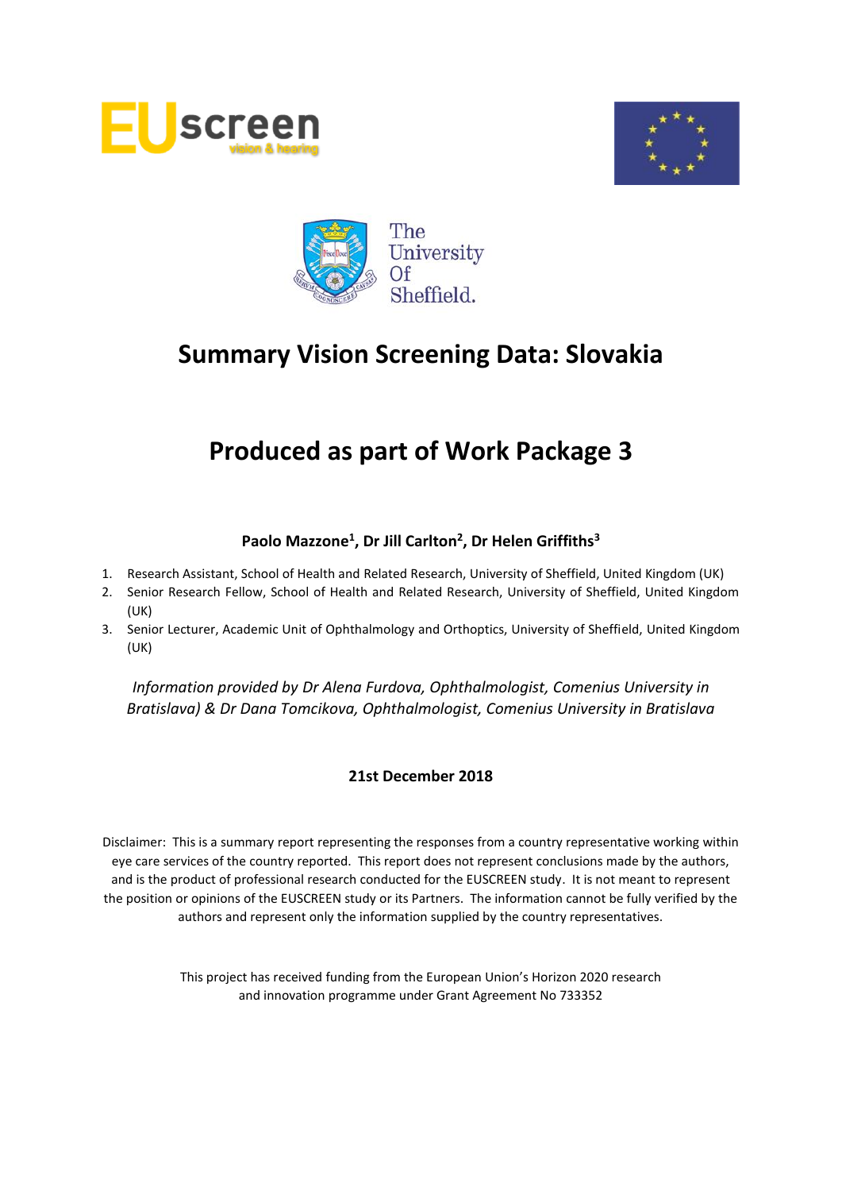# Summary Vision Screening Data: Slovakia

# Produced as part of Work Package 3

**Paolo Mazzone[1], Dr Jill Carlton[2], Dr Helen Griffiths[3]**

1. Research Assistant, School of Health and Related Research, University of Sheffield, United Kingdom (UK)
2. Senior Research Fellow, School of Health and Related Research, University of Sheffield, United Kingdom (UK)
3. Senior Lecturer, Academic Unit of Ophthalmology and Orthoptics, University of Sheffield, United Kingdom (UK)

*Information provided by Dr Alena Furdova, Ophthalmologist, Comenius University in Bratislava) & Dr Dana Tomcikova, Ophthalmologist, Comenius University in Bratislava*

**21st December 2018**

Disclaimer: This is a summary report representing the responses from a country representative working within eye care services of the country reported. This report does not represent conclusions made by the authors, and is the product of professional research conducted for the EUSCREEN study. It is not meant to represent the position or opinions of the EUSCREEN study or its Partners. The information cannot be fully verified by the authors and represent only the information supplied by the country representatives.

This project has received funding from the European Union's Horizon 2020 research and innovation programme under Grant Agreement No 733352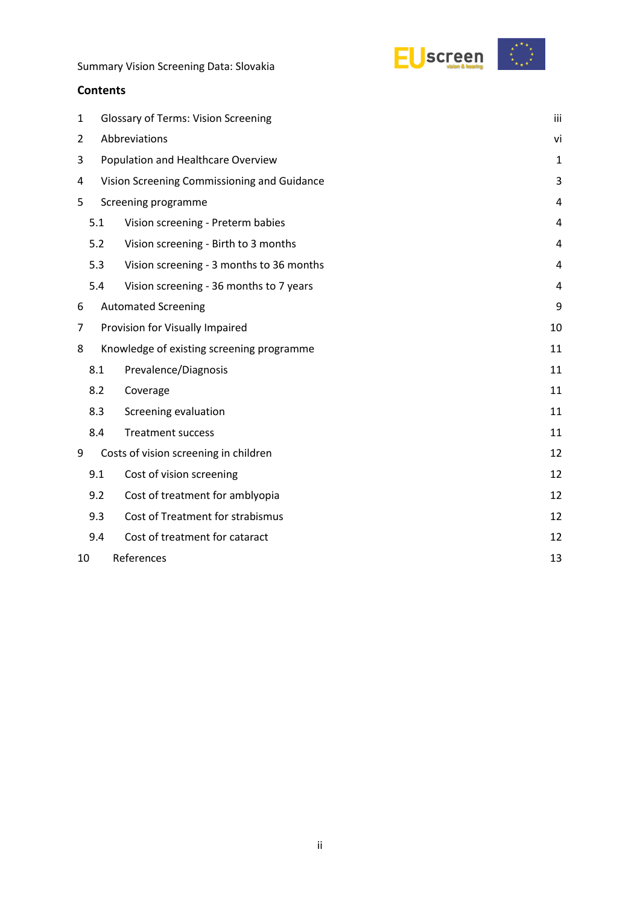## Contents

| | | |
|---|---|---|
| 1 | Glossary of Terms: Vision Screening | iii |
| 2 | Abbreviations | vi |
| 3 | Population and Healthcare Overview | 1 |
| 4 | Vision Screening Commissioning and Guidance | 3 |
| 5 | Screening programme | 4 |
| 5.1 | Vision screening - Preterm babies | 4 |
| 5.2 | Vision screening - Birth to 3 months | 4 |
| 5.3 | Vision screening - 3 months to 36 months | 4 |
| 5.4 | Vision screening - 36 months to 7 years | 4 |
| 6 | Automated Screening | 9 |
| 7 | Provision for Visually Impaired | 10 |
| 8 | Knowledge of existing screening programme | 11 |
| 8.1 | Prevalence/Diagnosis | 11 |
| 8.2 | Coverage | 11 |
| 8.3 | Screening evaluation | 11 |
| 8.4 | Treatment success | 11 |
| 9 | Costs of vision screening in children | 12 |
| 9.1 | Cost of vision screening | 12 |
| 9.2 | Cost of treatment for amblyopia | 12 |
| 9.3 | Cost of Treatment for strabismus | 12 |
| 9.4 | Cost of treatment for cataract | 12 |
| 10 | References | 13 |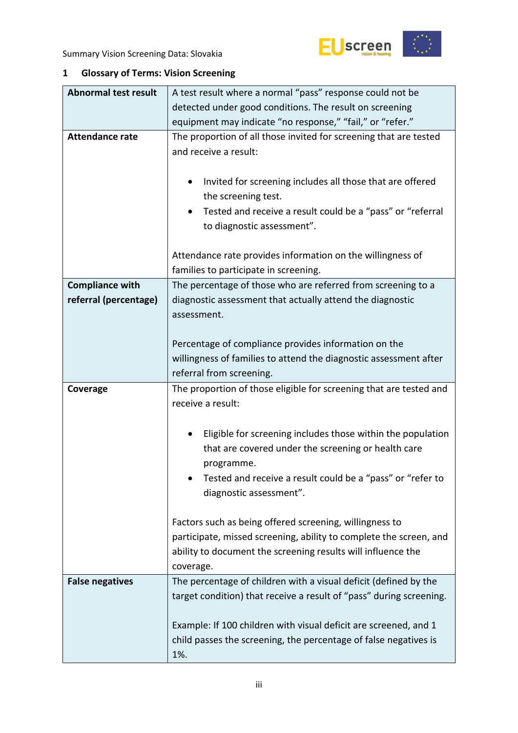## 1 Glossary of Terms: Vision Screening

| | |
|---|---|
| **Abnormal test result** | A test result where a normal "pass" response could not be detected under good conditions. The result on screening equipment may indicate "no response," "fail," or "refer." |
| **Attendance rate** | The proportion of all those invited for screening that are tested and receive a result:<br><br>• Invited for screening includes all those that are offered the screening test.<br>• Tested and receive a result could be a "pass" or "referral to diagnostic assessment".<br><br>Attendance rate provides information on the willingness of families to participate in screening. |
| **Compliance with referral (percentage)** | The percentage of those who are referred from screening to a diagnostic assessment that actually attend the diagnostic assessment.<br><br>Percentage of compliance provides information on the willingness of families to attend the diagnostic assessment after referral from screening. |
| **Coverage** | The proportion of those eligible for screening that are tested and receive a result:<br><br>• Eligible for screening includes those within the population that are covered under the screening or health care programme.<br>• Tested and receive a result could be a "pass" or "refer to diagnostic assessment".<br><br>Factors such as being offered screening, willingness to participate, missed screening, ability to complete the screen, and ability to document the screening results will influence the coverage. |
| **False negatives** | The percentage of children with a visual deficit (defined by the target condition) that receive a result of "pass" during screening.<br><br>Example: If 100 children with visual deficit are screened, and 1 child passes the screening, the percentage of false negatives is 1%. |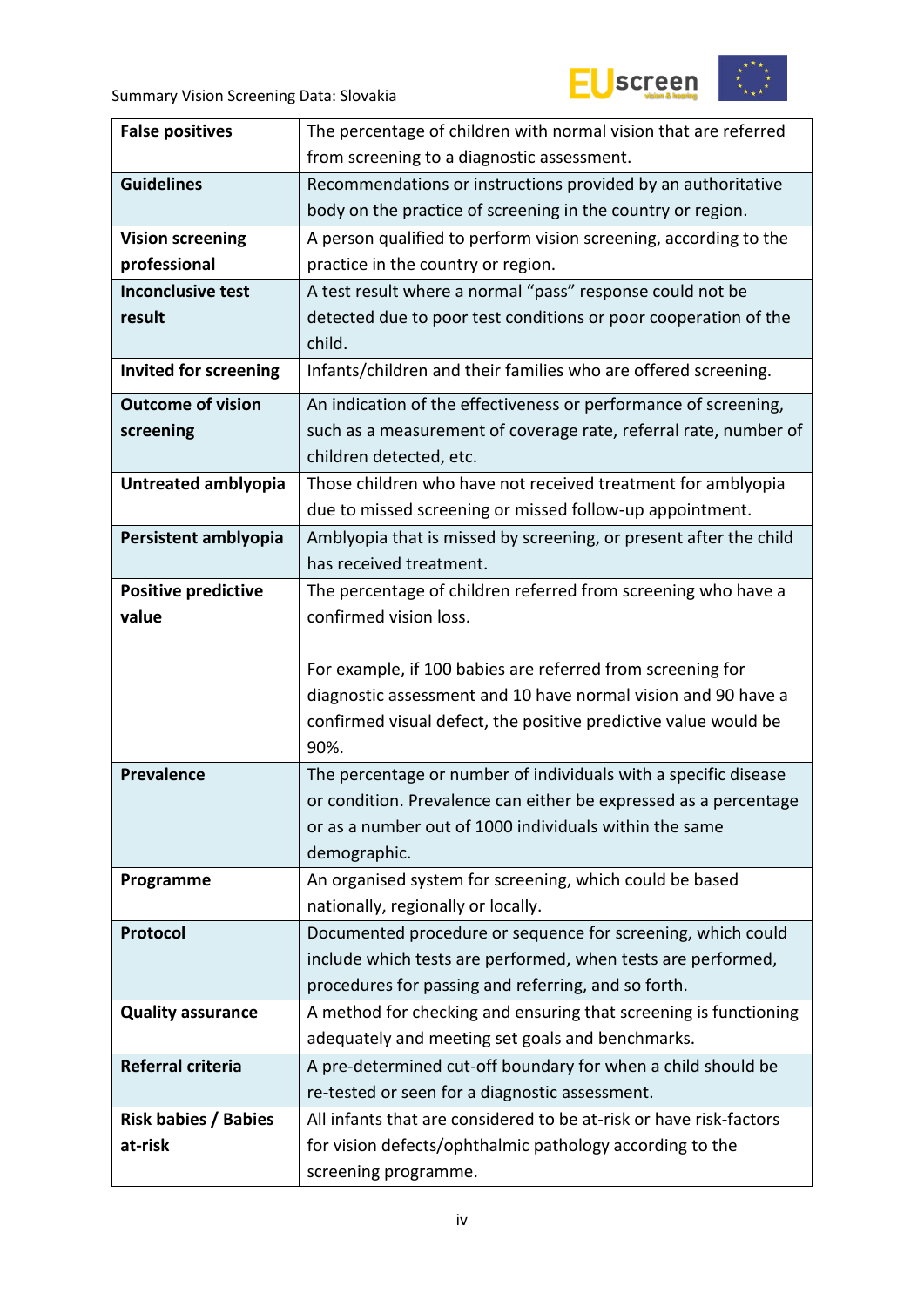| | |
|---|---|
| **False positives** | The percentage of children with normal vision that are referred from screening to a diagnostic assessment. |
| **Guidelines** | Recommendations or instructions provided by an authoritative body on the practice of screening in the country or region. |
| **Vision screening professional** | A person qualified to perform vision screening, according to the practice in the country or region. |
| **Inconclusive test result** | A test result where a normal "pass" response could not be detected due to poor test conditions or poor cooperation of the child. |
| **Invited for screening** | Infants/children and their families who are offered screening. |
| **Outcome of vision screening** | An indication of the effectiveness or performance of screening, such as a measurement of coverage rate, referral rate, number of children detected, etc. |
| **Untreated amblyopia** | Those children who have not received treatment for amblyopia due to missed screening or missed follow-up appointment. |
| **Persistent amblyopia** | Amblyopia that is missed by screening, or present after the child has received treatment. |
| **Positive predictive value** | The percentage of children referred from screening who have a confirmed vision loss.<br><br>For example, if 100 babies are referred from screening for diagnostic assessment and 10 have normal vision and 90 have a confirmed visual defect, the positive predictive value would be 90%. |
| **Prevalence** | The percentage or number of individuals with a specific disease or condition. Prevalence can either be expressed as a percentage or as a number out of 1000 individuals within the same demographic. |
| **Programme** | An organised system for screening, which could be based nationally, regionally or locally. |
| **Protocol** | Documented procedure or sequence for screening, which could include which tests are performed, when tests are performed, procedures for passing and referring, and so forth. |
| **Quality assurance** | A method for checking and ensuring that screening is functioning adequately and meeting set goals and benchmarks. |
| **Referral criteria** | A pre-determined cut-off boundary for when a child should be re-tested or seen for a diagnostic assessment. |
| **Risk babies / Babies at-risk** | All infants that are considered to be at-risk or have risk-factors for vision defects/ophthalmic pathology according to the screening programme. |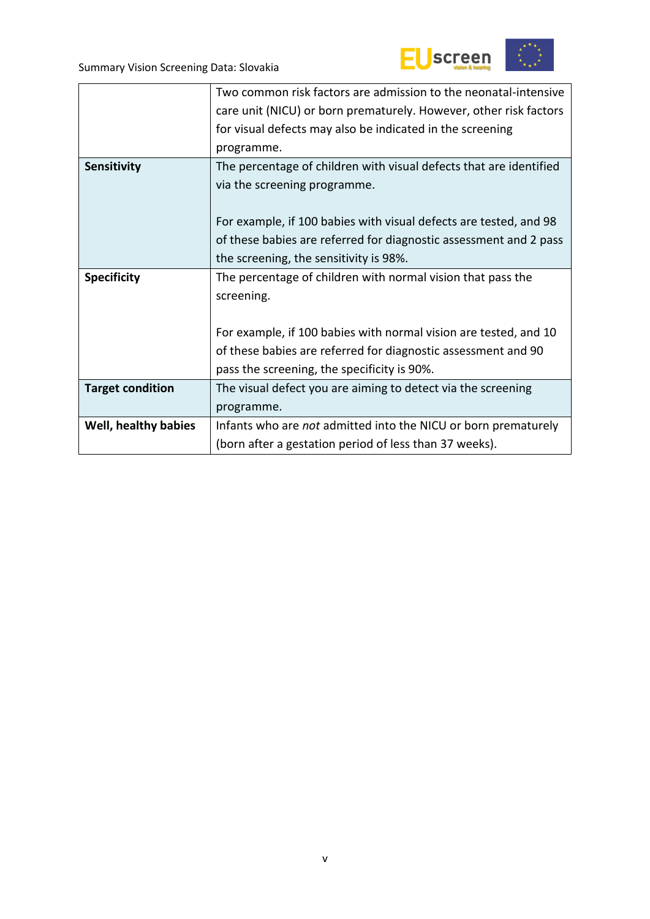| | |
|---|---|
| | Two common risk factors are admission to the neonatal-intensive care unit (NICU) or born prematurely. However, other risk factors for visual defects may also be indicated in the screening programme. |
| **Sensitivity** | The percentage of children with visual defects that are identified via the screening programme.<br><br>For example, if 100 babies with visual defects are tested, and 98 of these babies are referred for diagnostic assessment and 2 pass the screening, the sensitivity is 98%. |
| **Specificity** | The percentage of children with normal vision that pass the screening.<br><br>For example, if 100 babies with normal vision are tested, and 10 of these babies are referred for diagnostic assessment and 90 pass the screening, the specificity is 90%. |
| **Target condition** | The visual defect you are aiming to detect via the screening programme. |
| **Well, healthy babies** | Infants who are *not* admitted into the NICU or born prematurely (born after a gestation period of less than 37 weeks). |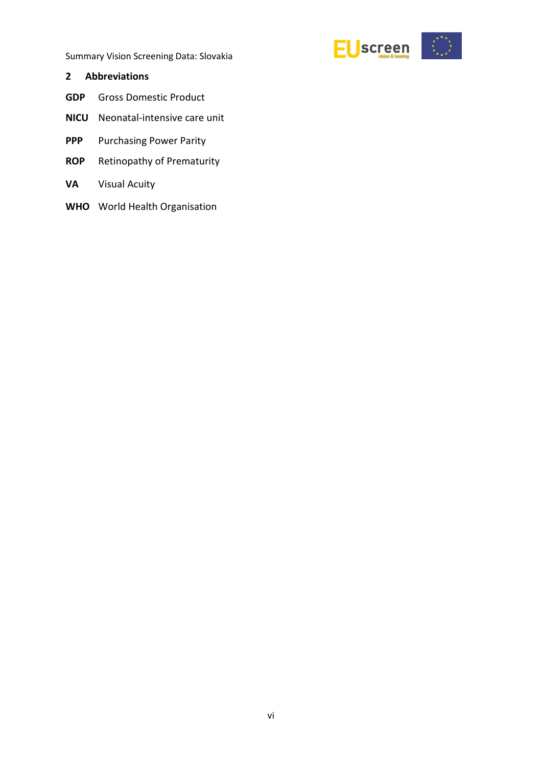## 2 Abbreviations

**GDP** Gross Domestic Product

**NICU** Neonatal-intensive care unit

**PPP** Purchasing Power Parity

**ROP** Retinopathy of Prematurity

**VA** Visual Acuity

**WHO** World Health Organisation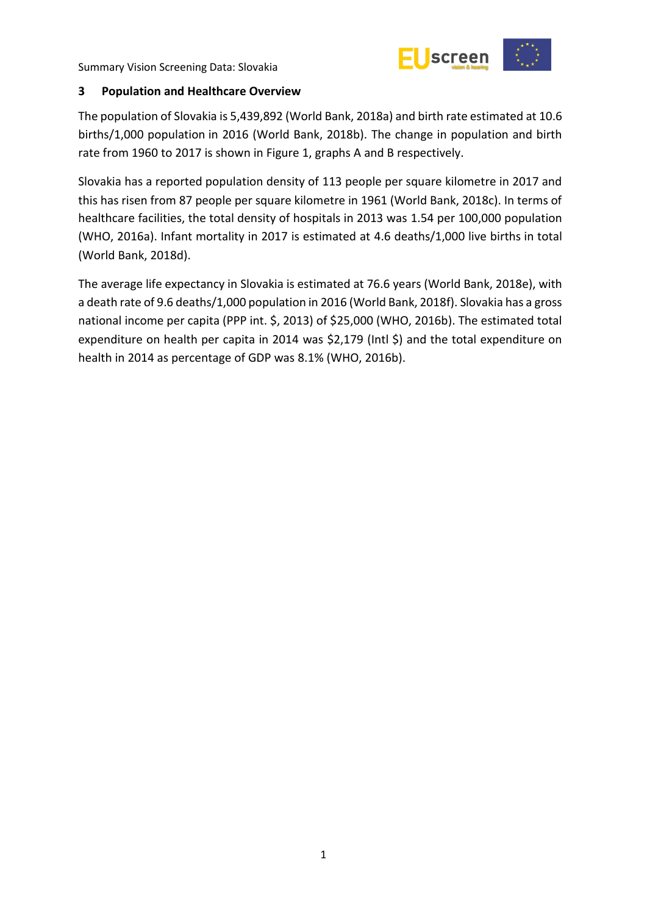## 3 Population and Healthcare Overview

The population of Slovakia is 5,439,892 (World Bank, 2018a) and birth rate estimated at 10.6 births/1,000 population in 2016 (World Bank, 2018b). The change in population and birth rate from 1960 to 2017 is shown in Figure 1, graphs A and B respectively.

Slovakia has a reported population density of 113 people per square kilometre in 2017 and this has risen from 87 people per square kilometre in 1961 (World Bank, 2018c). In terms of healthcare facilities, the total density of hospitals in 2013 was 1.54 per 100,000 population (WHO, 2016a). Infant mortality in 2017 is estimated at 4.6 deaths/1,000 live births in total (World Bank, 2018d).

The average life expectancy in Slovakia is estimated at 76.6 years (World Bank, 2018e), with a death rate of 9.6 deaths/1,000 population in 2016 (World Bank, 2018f). Slovakia has a gross national income per capita (PPP int. $, 2013) of $25,000 (WHO, 2016b). The estimated total expenditure on health per capita in 2014 was $2,179 (Intl $) and the total expenditure on health in 2014 as percentage of GDP was 8.1% (WHO, 2016b).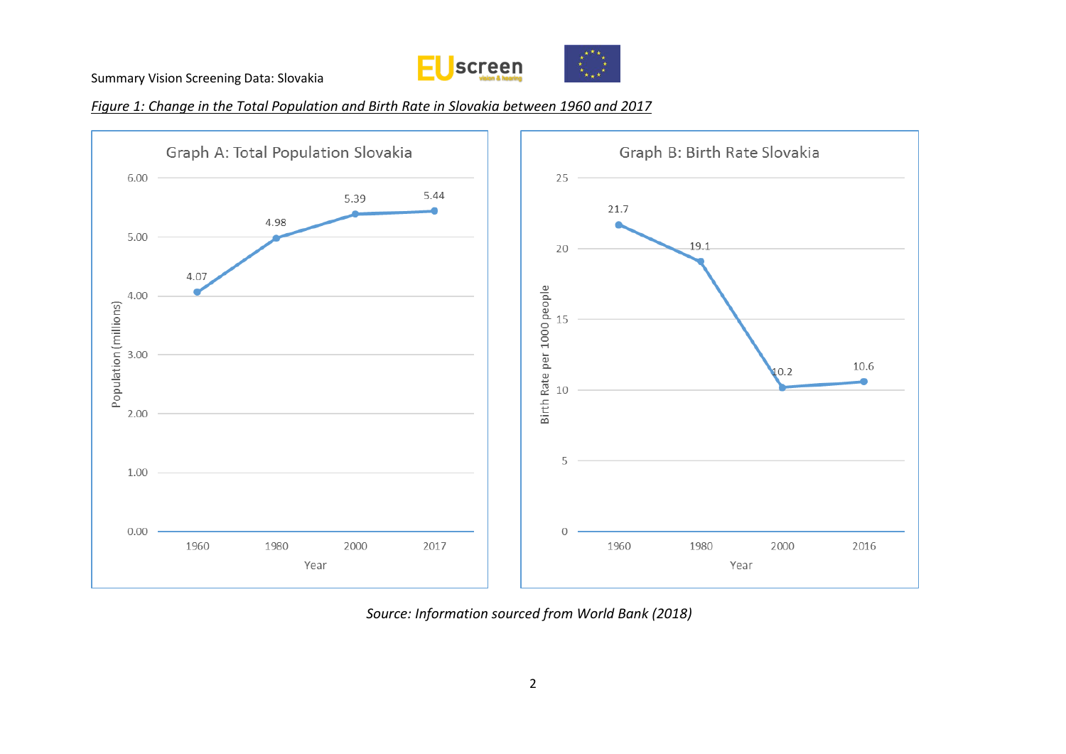*Figure 1: Change in the Total Population and Birth Rate in Slovakia between 1960 and 2017*

**Graph A: Total Population Slovakia**

| Year | Population (millions) |
|---|---|
| 1960 | 4.07 |
| 1980 | 4.98 |
| 2000 | 5.39 |
| 2017 | 5.44 |

**Graph B: Birth Rate Slovakia**

| Year | Birth Rate per 1000 people |
|---|---|
| 1960 | 21.7 |
| 1980 | 19.1 |
| 2000 | 10.2 |
| 2016 | 10.6 |

*Source: Information sourced from World Bank (2018)*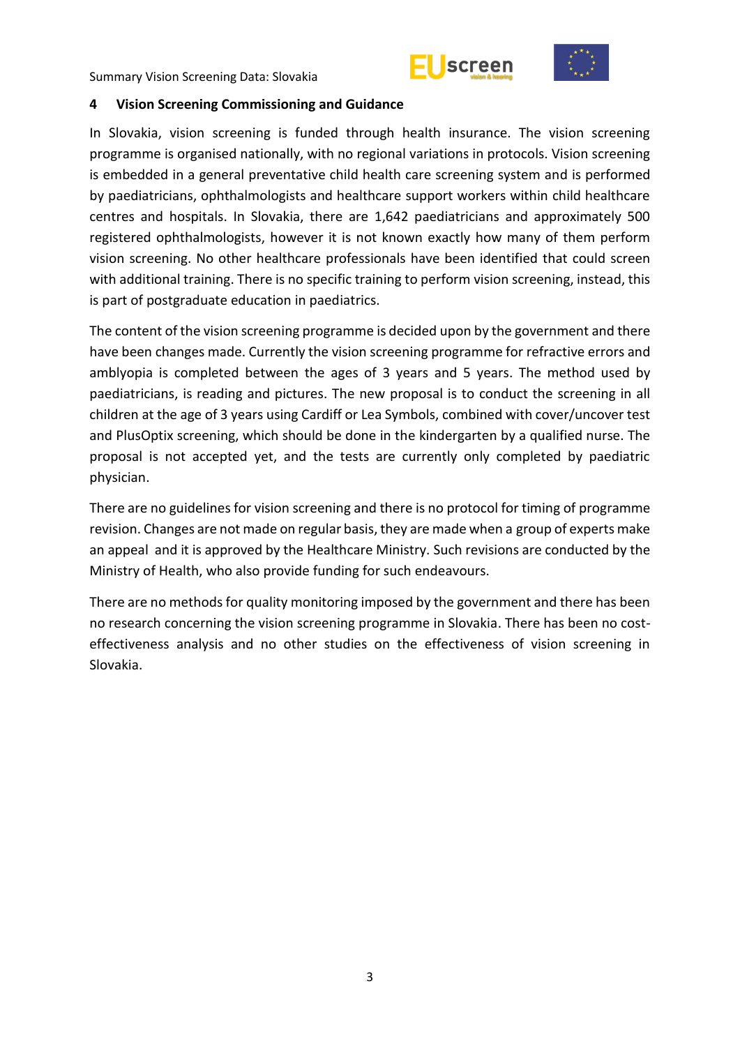## 4 Vision Screening Commissioning and Guidance

In Slovakia, vision screening is funded through health insurance. The vision screening programme is organised nationally, with no regional variations in protocols. Vision screening is embedded in a general preventative child health care screening system and is performed by paediatricians, ophthalmologists and healthcare support workers within child healthcare centres and hospitals. In Slovakia, there are 1,642 paediatricians and approximately 500 registered ophthalmologists, however it is not known exactly how many of them perform vision screening. No other healthcare professionals have been identified that could screen with additional training. There is no specific training to perform vision screening, instead, this is part of postgraduate education in paediatrics.

The content of the vision screening programme is decided upon by the government and there have been changes made. Currently the vision screening programme for refractive errors and amblyopia is completed between the ages of 3 years and 5 years. The method used by paediatricians, is reading and pictures. The new proposal is to conduct the screening in all children at the age of 3 years using Cardiff or Lea Symbols, combined with cover/uncover test and PlusOptix screening, which should be done in the kindergarten by a qualified nurse. The proposal is not accepted yet, and the tests are currently only completed by paediatric physician.

There are no guidelines for vision screening and there is no protocol for timing of programme revision. Changes are not made on regular basis, they are made when a group of experts make an appeal and it is approved by the Healthcare Ministry. Such revisions are conducted by the Ministry of Health, who also provide funding for such endeavours.

There are no methods for quality monitoring imposed by the government and there has been no research concerning the vision screening programme in Slovakia. There has been no cost-effectiveness analysis and no other studies on the effectiveness of vision screening in Slovakia.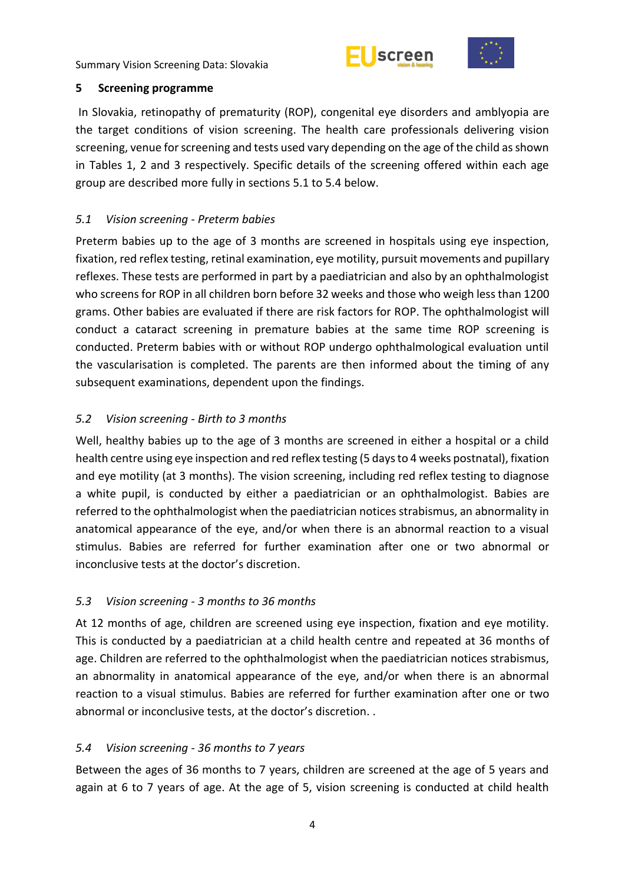## 5 Screening programme

In Slovakia, retinopathy of prematurity (ROP), congenital eye disorders and amblyopia are the target conditions of vision screening. The health care professionals delivering vision screening, venue for screening and tests used vary depending on the age of the child as shown in Tables 1, 2 and 3 respectively. Specific details of the screening offered within each age group are described more fully in sections 5.1 to 5.4 below.

### *5.1 Vision screening - Preterm babies*

Preterm babies up to the age of 3 months are screened in hospitals using eye inspection, fixation, red reflex testing, retinal examination, eye motility, pursuit movements and pupillary reflexes. These tests are performed in part by a paediatrician and also by an ophthalmologist who screens for ROP in all children born before 32 weeks and those who weigh less than 1200 grams. Other babies are evaluated if there are risk factors for ROP. The ophthalmologist will conduct a cataract screening in premature babies at the same time ROP screening is conducted. Preterm babies with or without ROP undergo ophthalmological evaluation until the vascularisation is completed. The parents are then informed about the timing of any subsequent examinations, dependent upon the findings.

### *5.2 Vision screening - Birth to 3 months*

Well, healthy babies up to the age of 3 months are screened in either a hospital or a child health centre using eye inspection and red reflex testing (5 days to 4 weeks postnatal), fixation and eye motility (at 3 months). The vision screening, including red reflex testing to diagnose a white pupil, is conducted by either a paediatrician or an ophthalmologist. Babies are referred to the ophthalmologist when the paediatrician notices strabismus, an abnormality in anatomical appearance of the eye, and/or when there is an abnormal reaction to a visual stimulus. Babies are referred for further examination after one or two abnormal or inconclusive tests at the doctor's discretion.

### *5.3 Vision screening - 3 months to 36 months*

At 12 months of age, children are screened using eye inspection, fixation and eye motility. This is conducted by a paediatrician at a child health centre and repeated at 36 months of age. Children are referred to the ophthalmologist when the paediatrician notices strabismus, an abnormality in anatomical appearance of the eye, and/or when there is an abnormal reaction to a visual stimulus. Babies are referred for further examination after one or two abnormal or inconclusive tests, at the doctor's discretion. .

### *5.4 Vision screening - 36 months to 7 years*

Between the ages of 36 months to 7 years, children are screened at the age of 5 years and again at 6 to 7 years of age. At the age of 5, vision screening is conducted at child health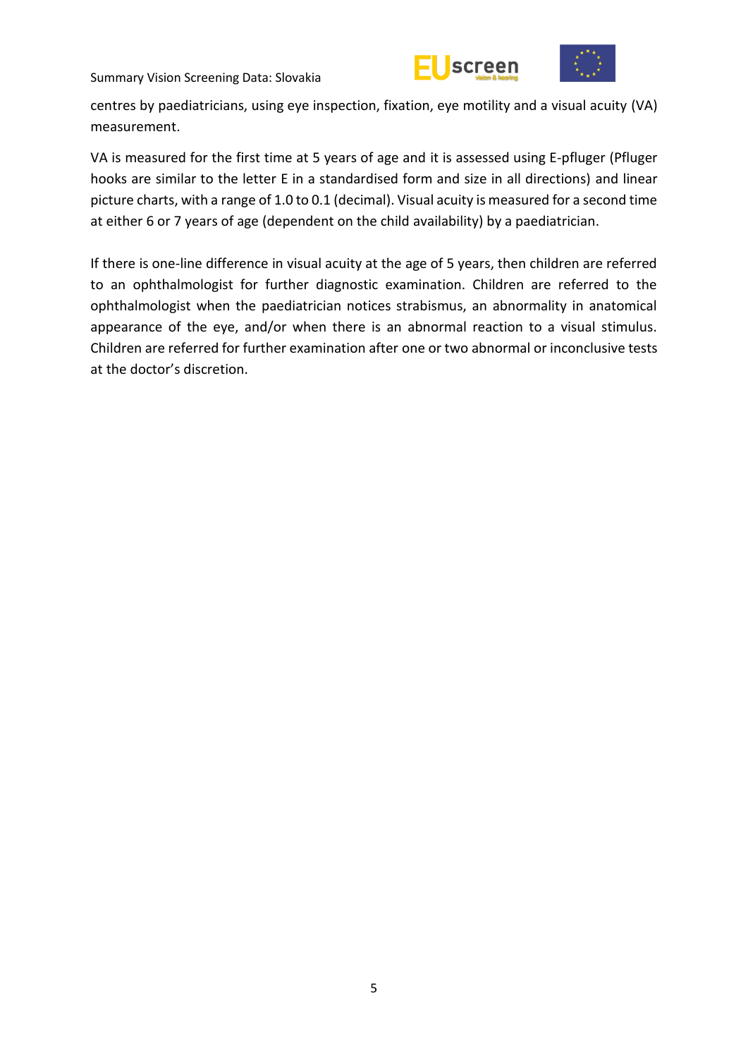centres by paediatricians, using eye inspection, fixation, eye motility and a visual acuity (VA) measurement.

VA is measured for the first time at 5 years of age and it is assessed using E-pfluger (Pfluger hooks are similar to the letter E in a standardised form and size in all directions) and linear picture charts, with a range of 1.0 to 0.1 (decimal). Visual acuity is measured for a second time at either 6 or 7 years of age (dependent on the child availability) by a paediatrician.

If there is one-line difference in visual acuity at the age of 5 years, then children are referred to an ophthalmologist for further diagnostic examination. Children are referred to the ophthalmologist when the paediatrician notices strabismus, an abnormality in anatomical appearance of the eye, and/or when there is an abnormal reaction to a visual stimulus. Children are referred for further examination after one or two abnormal or inconclusive tests at the doctor's discretion.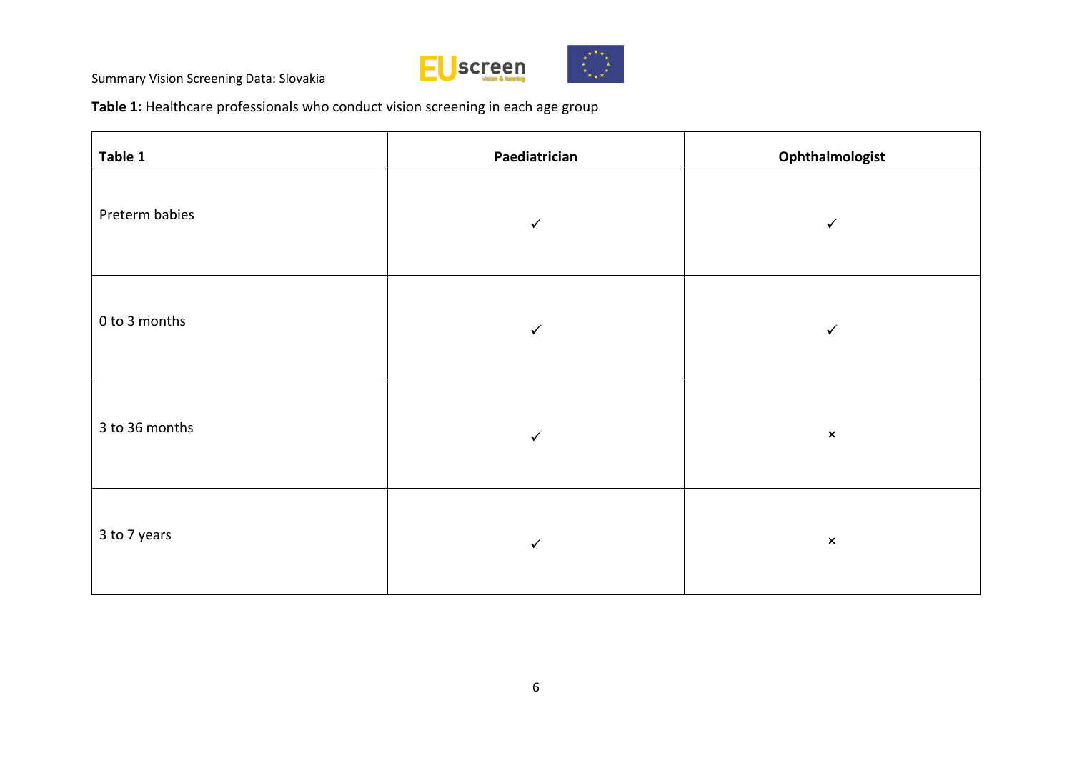**Table 1:** Healthcare professionals who conduct vision screening in each age group

| Table 1 | Paediatrician | Ophthalmologist |
| --- | --- | --- |
| Preterm babies | ✓ | ✓ |
| 0 to 3 months | ✓ | ✓ |
| 3 to 36 months | ✓ | × |
| 3 to 7 years | ✓ | × |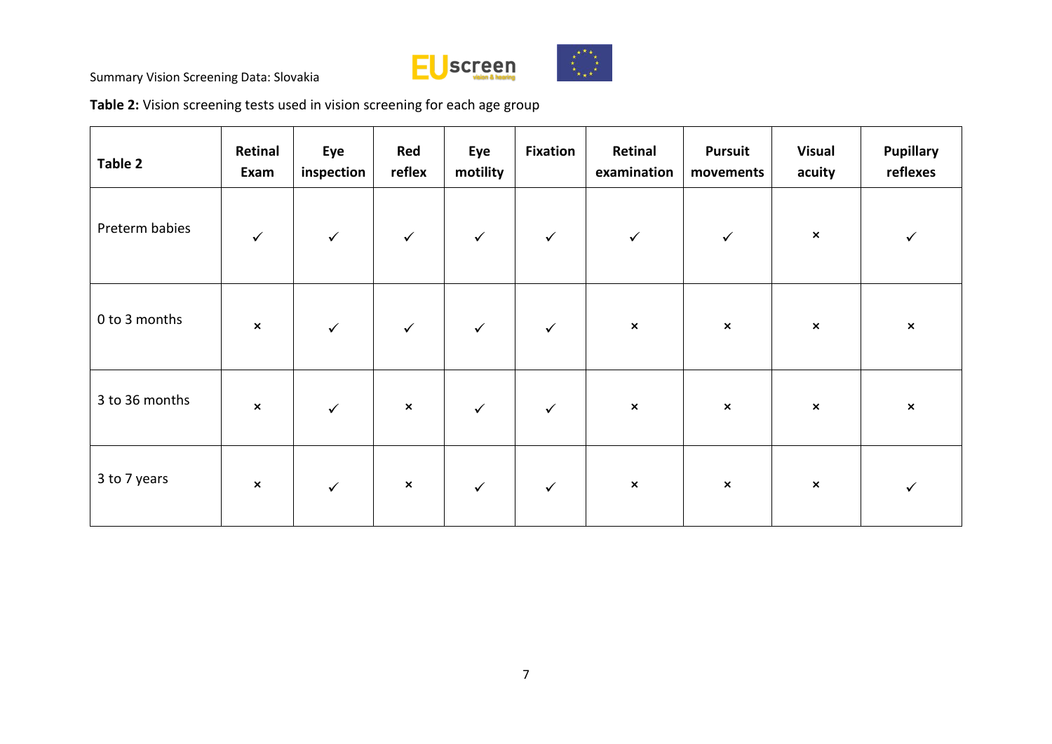**Table 2:** Vision screening tests used in vision screening for each age group

| Table 2 | Retinal Exam | Eye inspection | Red reflex | Eye motility | Fixation | Retinal examination | Pursuit movements | Visual acuity | Pupillary reflexes |
|---|---|---|---|---|---|---|---|---|---|
| Preterm babies | ✓ | ✓ | ✓ | ✓ | ✓ | ✓ | ✓ | × | ✓ |
| 0 to 3 months | × | ✓ | ✓ | ✓ | ✓ | × | × | × | × |
| 3 to 36 months | × | ✓ | × | ✓ | ✓ | × | × | × | × |
| 3 to 7 years | × | ✓ | × | ✓ | ✓ | × | × | × | ✓ |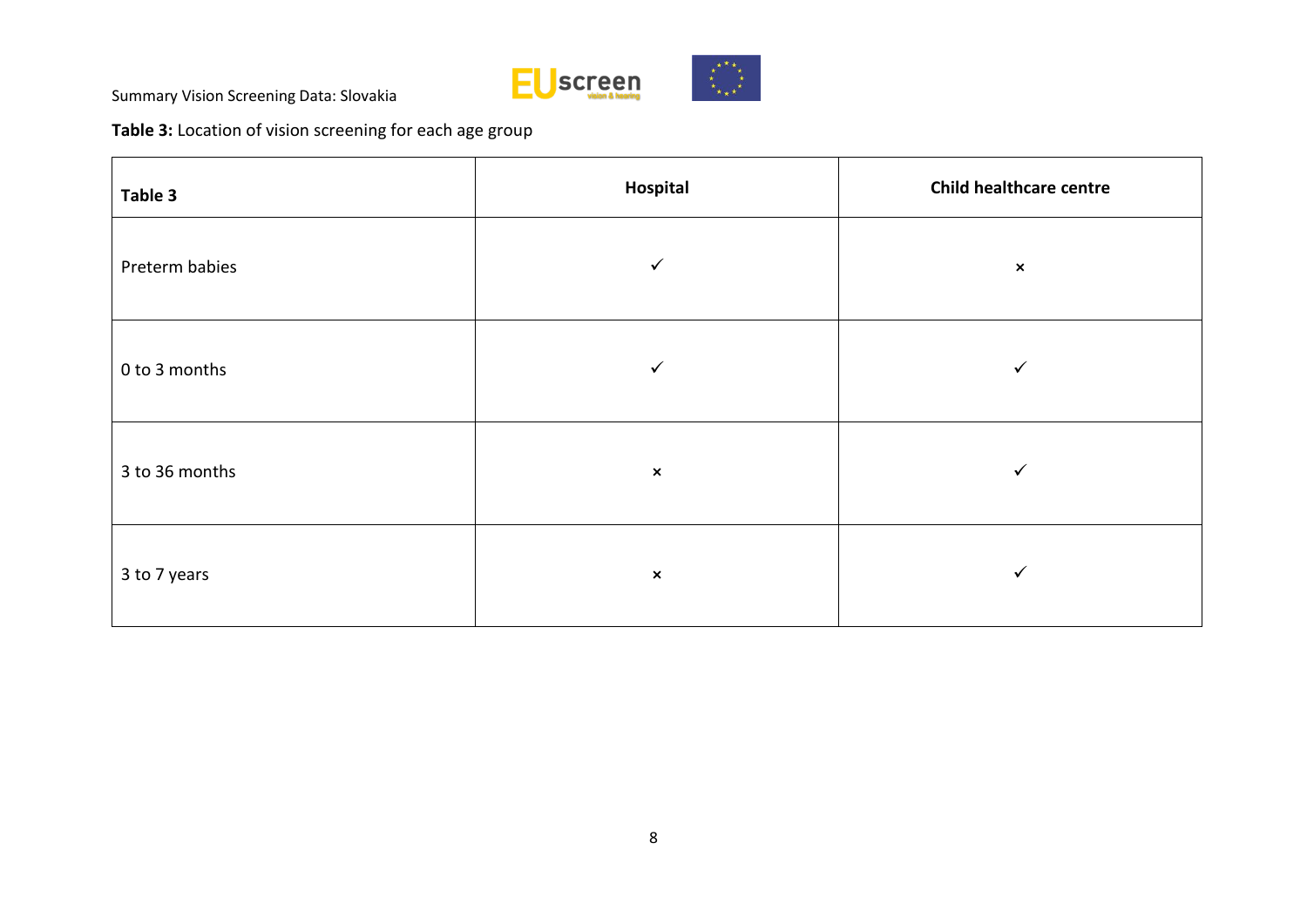**Table 3:** Location of vision screening for each age group

| **Table 3** | **Hospital** | **Child healthcare centre** |
|---|---|---|
| Preterm babies | ✓ | × |
| 0 to 3 months | ✓ | ✓ |
| 3 to 36 months | × | ✓ |
| 3 to 7 years | × | ✓ |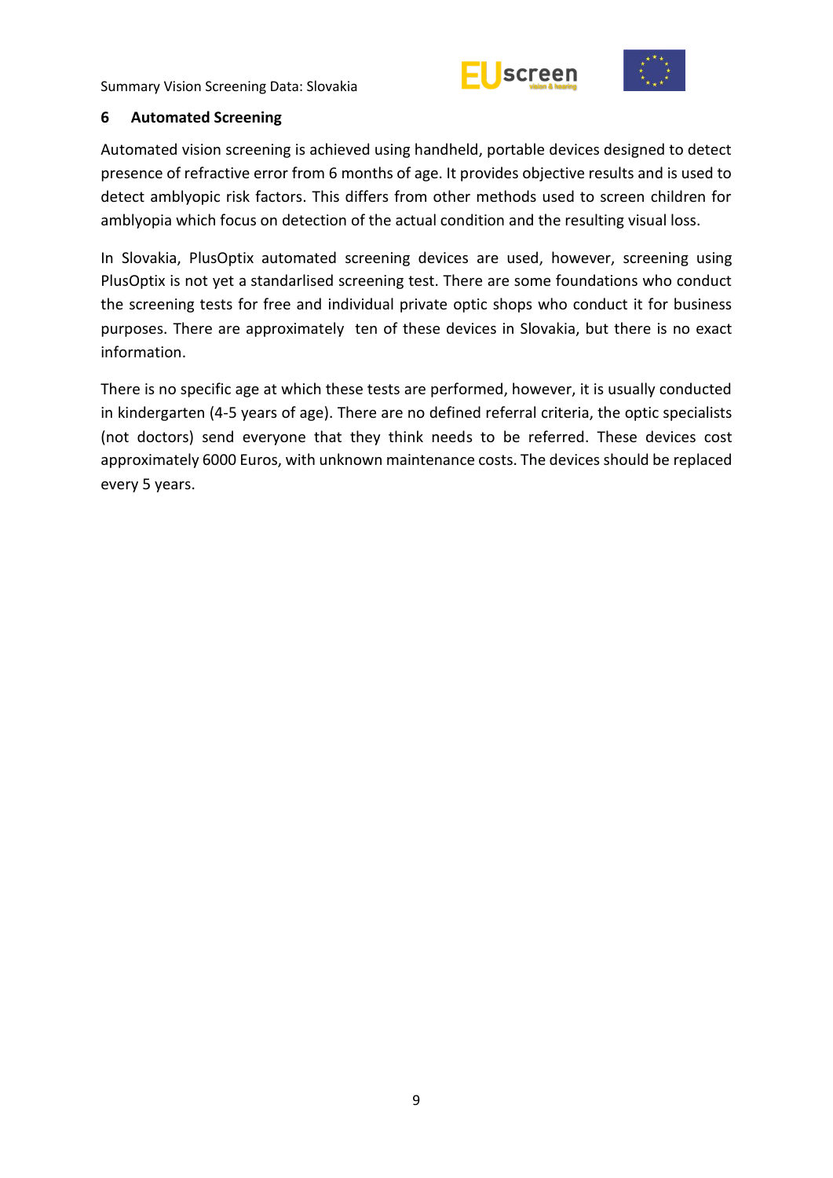## 6 Automated Screening

Automated vision screening is achieved using handheld, portable devices designed to detect presence of refractive error from 6 months of age. It provides objective results and is used to detect amblyopic risk factors. This differs from other methods used to screen children for amblyopia which focus on detection of the actual condition and the resulting visual loss.

In Slovakia, PlusOptix automated screening devices are used, however, screening using PlusOptix is not yet a standarlised screening test. There are some foundations who conduct the screening tests for free and individual private optic shops who conduct it for business purposes. There are approximately ten of these devices in Slovakia, but there is no exact information.

There is no specific age at which these tests are performed, however, it is usually conducted in kindergarten (4-5 years of age). There are no defined referral criteria, the optic specialists (not doctors) send everyone that they think needs to be referred. These devices cost approximately 6000 Euros, with unknown maintenance costs. The devices should be replaced every 5 years.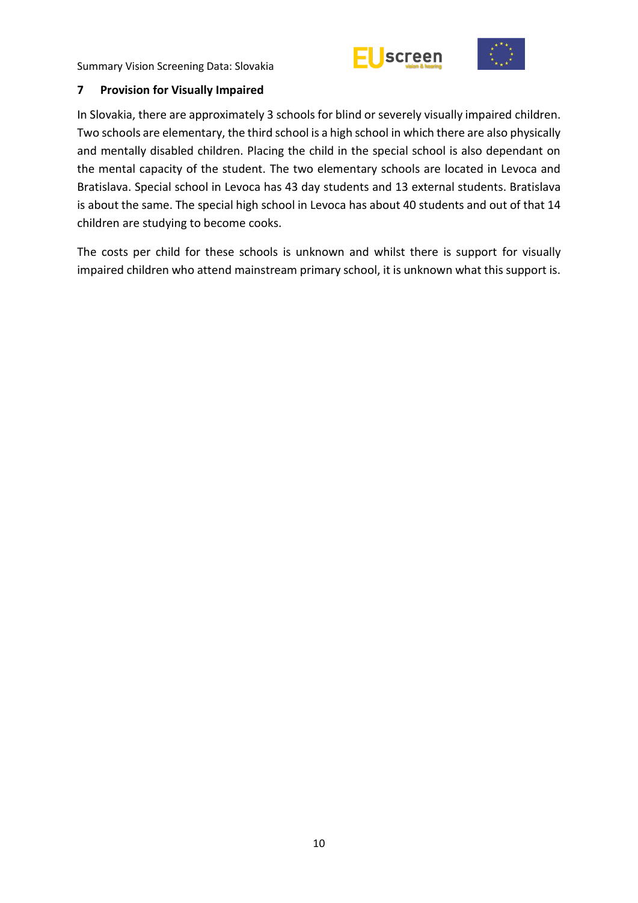## 7 Provision for Visually Impaired

In Slovakia, there are approximately 3 schools for blind or severely visually impaired children. Two schools are elementary, the third school is a high school in which there are also physically and mentally disabled children. Placing the child in the special school is also dependant on the mental capacity of the student. The two elementary schools are located in Levoca and Bratislava. Special school in Levoca has 43 day students and 13 external students. Bratislava is about the same. The special high school in Levoca has about 40 students and out of that 14 children are studying to become cooks.

The costs per child for these schools is unknown and whilst there is support for visually impaired children who attend mainstream primary school, it is unknown what this support is.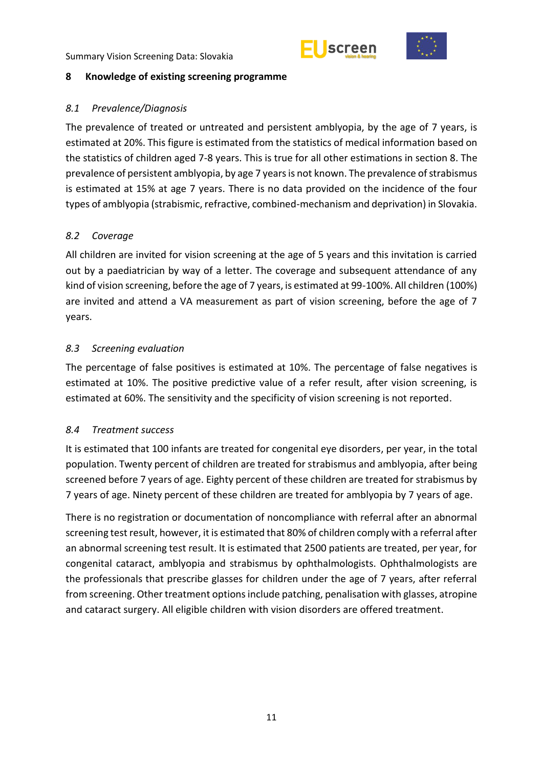## 8 Knowledge of existing screening programme

### *8.1 Prevalence/Diagnosis*

The prevalence of treated or untreated and persistent amblyopia, by the age of 7 years, is estimated at 20%. This figure is estimated from the statistics of medical information based on the statistics of children aged 7-8 years. This is true for all other estimations in section 8. The prevalence of persistent amblyopia, by age 7 years is not known. The prevalence of strabismus is estimated at 15% at age 7 years. There is no data provided on the incidence of the four types of amblyopia (strabismic, refractive, combined-mechanism and deprivation) in Slovakia.

### *8.2 Coverage*

All children are invited for vision screening at the age of 5 years and this invitation is carried out by a paediatrician by way of a letter. The coverage and subsequent attendance of any kind of vision screening, before the age of 7 years, is estimated at 99-100%. All children (100%) are invited and attend a VA measurement as part of vision screening, before the age of 7 years.

### *8.3 Screening evaluation*

The percentage of false positives is estimated at 10%. The percentage of false negatives is estimated at 10%. The positive predictive value of a refer result, after vision screening, is estimated at 60%. The sensitivity and the specificity of vision screening is not reported.

### *8.4 Treatment success*

It is estimated that 100 infants are treated for congenital eye disorders, per year, in the total population. Twenty percent of children are treated for strabismus and amblyopia, after being screened before 7 years of age. Eighty percent of these children are treated for strabismus by 7 years of age. Ninety percent of these children are treated for amblyopia by 7 years of age.

There is no registration or documentation of noncompliance with referral after an abnormal screening test result, however, it is estimated that 80% of children comply with a referral after an abnormal screening test result. It is estimated that 2500 patients are treated, per year, for congenital cataract, amblyopia and strabismus by ophthalmologists. Ophthalmologists are the professionals that prescribe glasses for children under the age of 7 years, after referral from screening. Other treatment options include patching, penalisation with glasses, atropine and cataract surgery. All eligible children with vision disorders are offered treatment.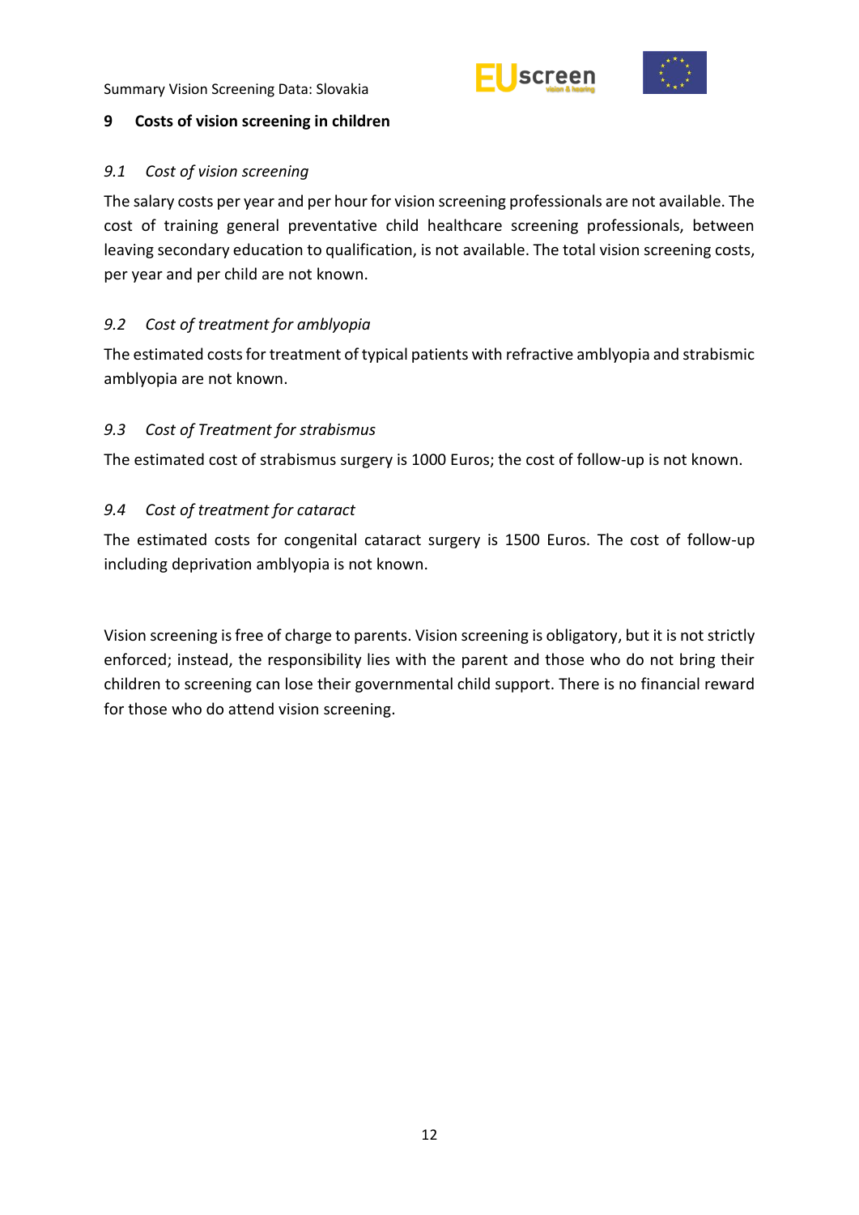## 9 Costs of vision screening in children

### *9.1 Cost of vision screening*

The salary costs per year and per hour for vision screening professionals are not available. The cost of training general preventative child healthcare screening professionals, between leaving secondary education to qualification, is not available. The total vision screening costs, per year and per child are not known.

### *9.2 Cost of treatment for amblyopia*

The estimated costs for treatment of typical patients with refractive amblyopia and strabismic amblyopia are not known.

### *9.3 Cost of Treatment for strabismus*

The estimated cost of strabismus surgery is 1000 Euros; the cost of follow-up is not known.

### *9.4 Cost of treatment for cataract*

The estimated costs for congenital cataract surgery is 1500 Euros. The cost of follow-up including deprivation amblyopia is not known.

Vision screening is free of charge to parents. Vision screening is obligatory, but it is not strictly enforced; instead, the responsibility lies with the parent and those who do not bring their children to screening can lose their governmental child support. There is no financial reward for those who do attend vision screening.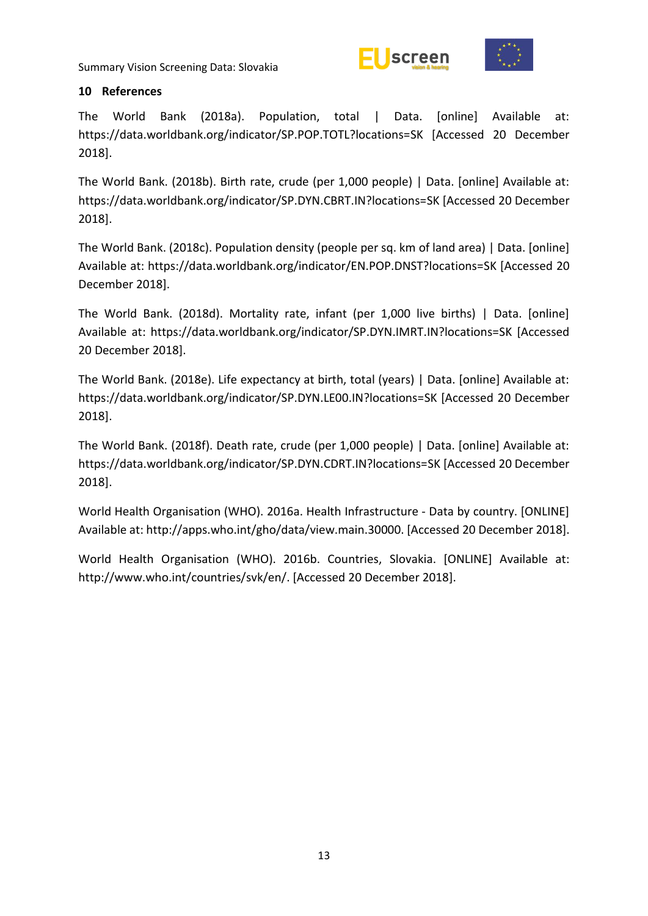## 10 References

The World Bank (2018a). Population, total | Data. [online] Available at: https://data.worldbank.org/indicator/SP.POP.TOTL?locations=SK [Accessed 20 December 2018].

The World Bank. (2018b). Birth rate, crude (per 1,000 people) | Data. [online] Available at: https://data.worldbank.org/indicator/SP.DYN.CBRT.IN?locations=SK [Accessed 20 December 2018].

The World Bank. (2018c). Population density (people per sq. km of land area) | Data. [online] Available at: https://data.worldbank.org/indicator/EN.POP.DNST?locations=SK [Accessed 20 December 2018].

The World Bank. (2018d). Mortality rate, infant (per 1,000 live births) | Data. [online] Available at: https://data.worldbank.org/indicator/SP.DYN.IMRT.IN?locations=SK [Accessed 20 December 2018].

The World Bank. (2018e). Life expectancy at birth, total (years) | Data. [online] Available at: https://data.worldbank.org/indicator/SP.DYN.LE00.IN?locations=SK [Accessed 20 December 2018].

The World Bank. (2018f). Death rate, crude (per 1,000 people) | Data. [online] Available at: https://data.worldbank.org/indicator/SP.DYN.CDRT.IN?locations=SK [Accessed 20 December 2018].

World Health Organisation (WHO). 2016a. Health Infrastructure - Data by country. [ONLINE] Available at: http://apps.who.int/gho/data/view.main.30000. [Accessed 20 December 2018].

World Health Organisation (WHO). 2016b. Countries, Slovakia. [ONLINE] Available at: http://www.who.int/countries/svk/en/. [Accessed 20 December 2018].